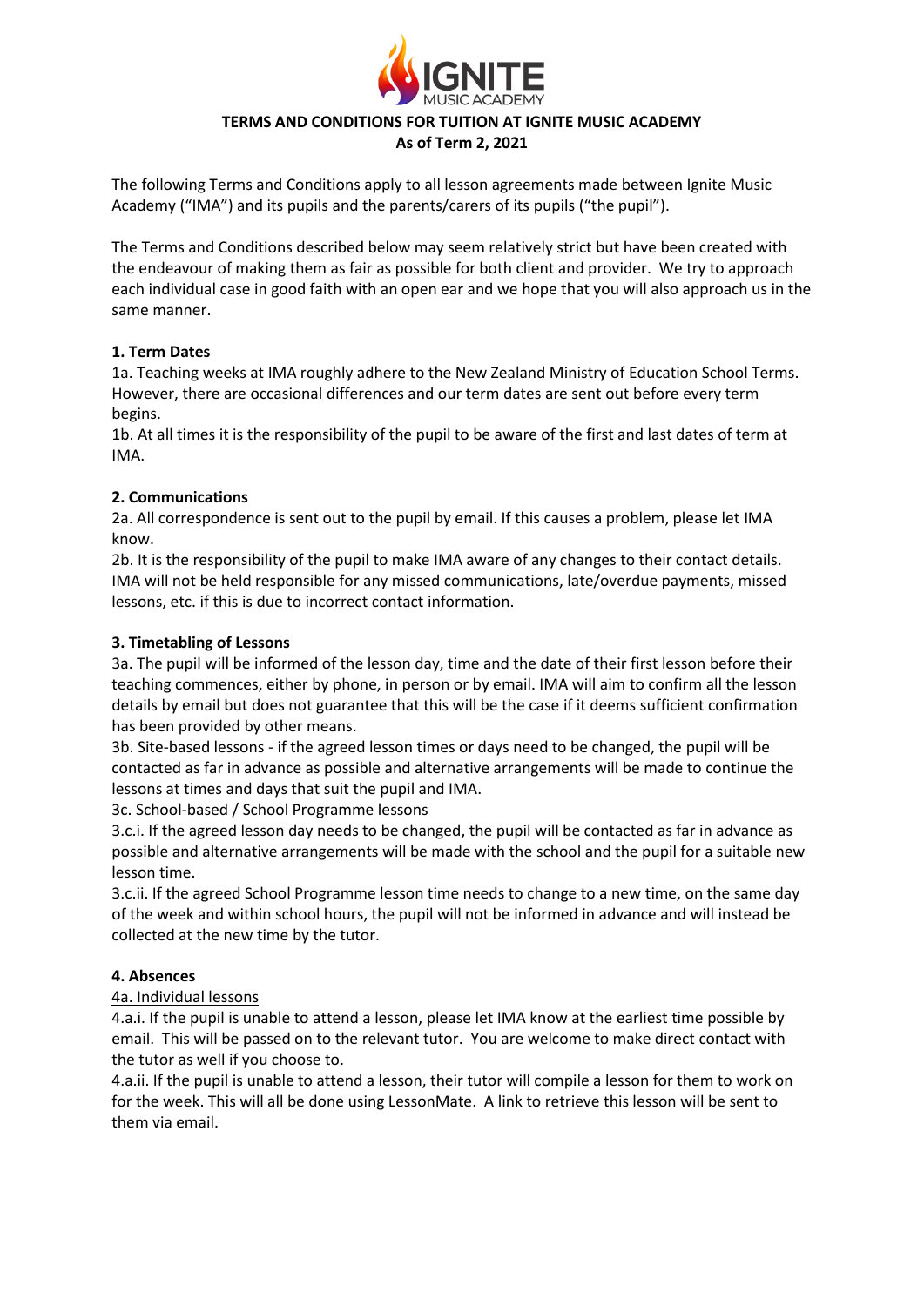# TERMS AND CONDITIONS FOR TUITION AT IGNITE MUSIC ACADEMY

**As of Term 2, 2021**

The following Terms and Conditions apply to all lesson agreements made between Ignite Music Academy ("IMA") and its pupils and the parents/carers of its pupils ("the pupil").

The Terms and Conditions described below may seem relatively strict but have been created with the endeavour of making them as fair as possible for both client and provider. We try to approach each individual case in good faith with an open ear and we hope that you will also approach us in the same manner.

### 1. Term Dates

1a. Teaching weeks at IMA roughly adhere to the New Zealand Ministry of Education School Terms. However, there are occasional differences and our term dates are sent out before every term begins.

1b. At all times it is the responsibility of the pupil to be aware of the first and last dates of term at IMA.

### 2. Communications

2a. All correspondence is sent out to the pupil by email. If this causes a problem, please let IMA know.

2b. It is the responsibility of the pupil to make IMA aware of any changes to their contact details. IMA will not be held responsible for any missed communications, late/overdue payments, missed lessons, etc. if this is due to incorrect contact information.

### 3. Timetabling of Lessons

3a. The pupil will be informed of the lesson day, time and the date of their first lesson before their teaching commences, either by phone, in person or by email. IMA will aim to confirm all the lesson details by email but does not guarantee that this will be the case if it deems sufficient confirmation has been provided by other means.

3b. Site-based lessons - if the agreed lesson times or days need to be changed, the pupil will be contacted as far in advance as possible and alternative arrangements will be made to continue the lessons at times and days that suit the pupil and IMA.

3c. School-based / School Programme lessons

3.c.i. If the agreed lesson day needs to be changed, the pupil will be contacted as far in advance as possible and alternative arrangements will be made with the school and the pupil for a suitable new lesson time.

3.c.ii. If the agreed School Programme lesson time needs to change to a new time, on the same day of the week and within school hours, the pupil will not be informed in advance and will instead be collected at the new time by the tutor.

### 4. Absences

<u>4a. Individual lessons</u>

4.a.i. If the pupil is unable to attend a lesson, please let IMA know at the earliest time possible by email. This will be passed on to the relevant tutor. You are welcome to make direct contact with the tutor as well if you choose to.

4.a.ii. If the pupil is unable to attend a lesson, their tutor will compile a lesson for them to work on for the week. This will all be done using LessonMate. A link to retrieve this lesson will be sent to them via email.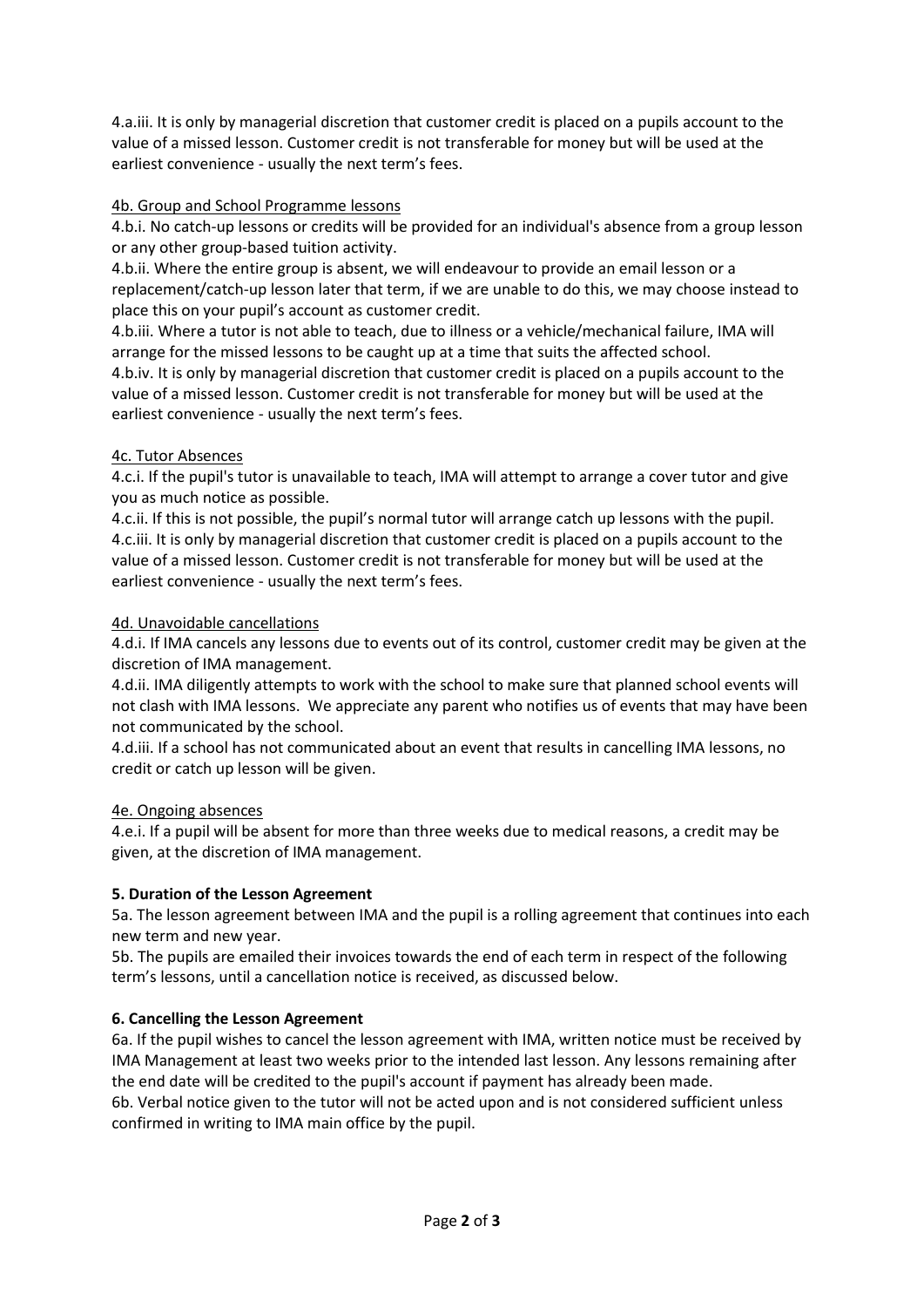4.a.iii. It is only by managerial discretion that customer credit is placed on a pupils account to the value of a missed lesson. Customer credit is not transferable for money but will be used at the earliest convenience - usually the next term's fees.

<u>4b. Group and School Programme lessons</u>

4.b.i. No catch-up lessons or credits will be provided for an individual's absence from a group lesson or any other group-based tuition activity.

4.b.ii. Where the entire group is absent, we will endeavour to provide an email lesson or a replacement/catch-up lesson later that term, if we are unable to do this, we may choose instead to place this on your pupil's account as customer credit.

4.b.iii. Where a tutor is not able to teach, due to illness or a vehicle/mechanical failure, IMA will arrange for the missed lessons to be caught up at a time that suits the affected school.

4.b.iv. It is only by managerial discretion that customer credit is placed on a pupils account to the value of a missed lesson. Customer credit is not transferable for money but will be used at the earliest convenience - usually the next term's fees.

<u>4c. Tutor Absences</u>

4.c.i. If the pupil's tutor is unavailable to teach, IMA will attempt to arrange a cover tutor and give you as much notice as possible.

4.c.ii. If this is not possible, the pupil's normal tutor will arrange catch up lessons with the pupil.

4.c.iii. It is only by managerial discretion that customer credit is placed on a pupils account to the value of a missed lesson. Customer credit is not transferable for money but will be used at the earliest convenience - usually the next term's fees.

<u>4d. Unavoidable cancellations</u>

4.d.i. If IMA cancels any lessons due to events out of its control, customer credit may be given at the discretion of IMA management.

4.d.ii. IMA diligently attempts to work with the school to make sure that planned school events will not clash with IMA lessons. We appreciate any parent who notifies us of events that may have been not communicated by the school.

4.d.iii. If a school has not communicated about an event that results in cancelling IMA lessons, no credit or catch up lesson will be given.

<u>4e. Ongoing absences</u>

4.e.i. If a pupil will be absent for more than three weeks due to medical reasons, a credit may be given, at the discretion of IMA management.

**5. Duration of the Lesson Agreement**

5a. The lesson agreement between IMA and the pupil is a rolling agreement that continues into each new term and new year.

5b. The pupils are emailed their invoices towards the end of each term in respect of the following term's lessons, until a cancellation notice is received, as discussed below.

**6. Cancelling the Lesson Agreement**

6a. If the pupil wishes to cancel the lesson agreement with IMA, written notice must be received by IMA Management at least two weeks prior to the intended last lesson. Any lessons remaining after the end date will be credited to the pupil's account if payment has already been made.

6b. Verbal notice given to the tutor will not be acted upon and is not considered sufficient unless confirmed in writing to IMA main office by the pupil.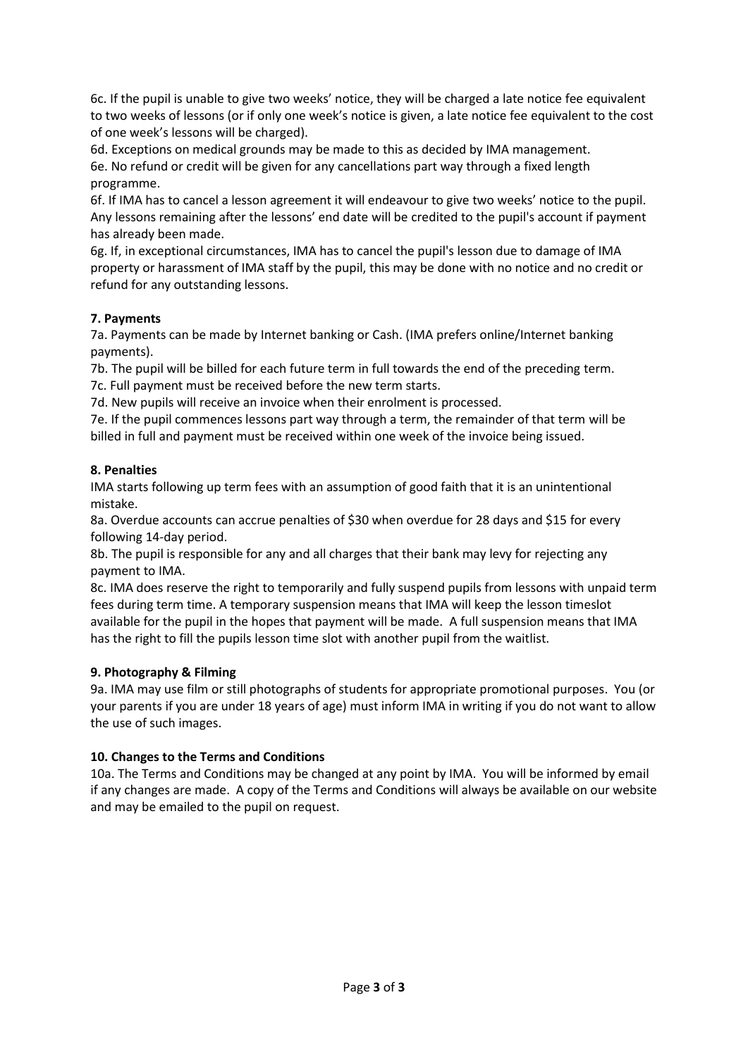6c. If the pupil is unable to give two weeks' notice, they will be charged a late notice fee equivalent to two weeks of lessons (or if only one week's notice is given, a late notice fee equivalent to the cost of one week's lessons will be charged).

6d. Exceptions on medical grounds may be made to this as decided by IMA management.

6e. No refund or credit will be given for any cancellations part way through a fixed length programme.

6f. If IMA has to cancel a lesson agreement it will endeavour to give two weeks' notice to the pupil. Any lessons remaining after the lessons' end date will be credited to the pupil's account if payment has already been made.

6g. If, in exceptional circumstances, IMA has to cancel the pupil's lesson due to damage of IMA property or harassment of IMA staff by the pupil, this may be done with no notice and no credit or refund for any outstanding lessons.

**7. Payments**

7a. Payments can be made by Internet banking or Cash. (IMA prefers online/Internet banking payments).

7b. The pupil will be billed for each future term in full towards the end of the preceding term.

7c. Full payment must be received before the new term starts.

7d. New pupils will receive an invoice when their enrolment is processed.

7e. If the pupil commences lessons part way through a term, the remainder of that term will be billed in full and payment must be received within one week of the invoice being issued.

**8. Penalties**

IMA starts following up term fees with an assumption of good faith that it is an unintentional mistake.

8a. Overdue accounts can accrue penalties of $30 when overdue for 28 days and $15 for every following 14-day period.

8b. The pupil is responsible for any and all charges that their bank may levy for rejecting any payment to IMA.

8c. IMA does reserve the right to temporarily and fully suspend pupils from lessons with unpaid term fees during term time. A temporary suspension means that IMA will keep the lesson timeslot available for the pupil in the hopes that payment will be made. A full suspension means that IMA has the right to fill the pupils lesson time slot with another pupil from the waitlist.

**9. Photography & Filming**

9a. IMA may use film or still photographs of students for appropriate promotional purposes. You (or your parents if you are under 18 years of age) must inform IMA in writing if you do not want to allow the use of such images.

**10. Changes to the Terms and Conditions**

10a. The Terms and Conditions may be changed at any point by IMA. You will be informed by email if any changes are made. A copy of the Terms and Conditions will always be available on our website and may be emailed to the pupil on request.